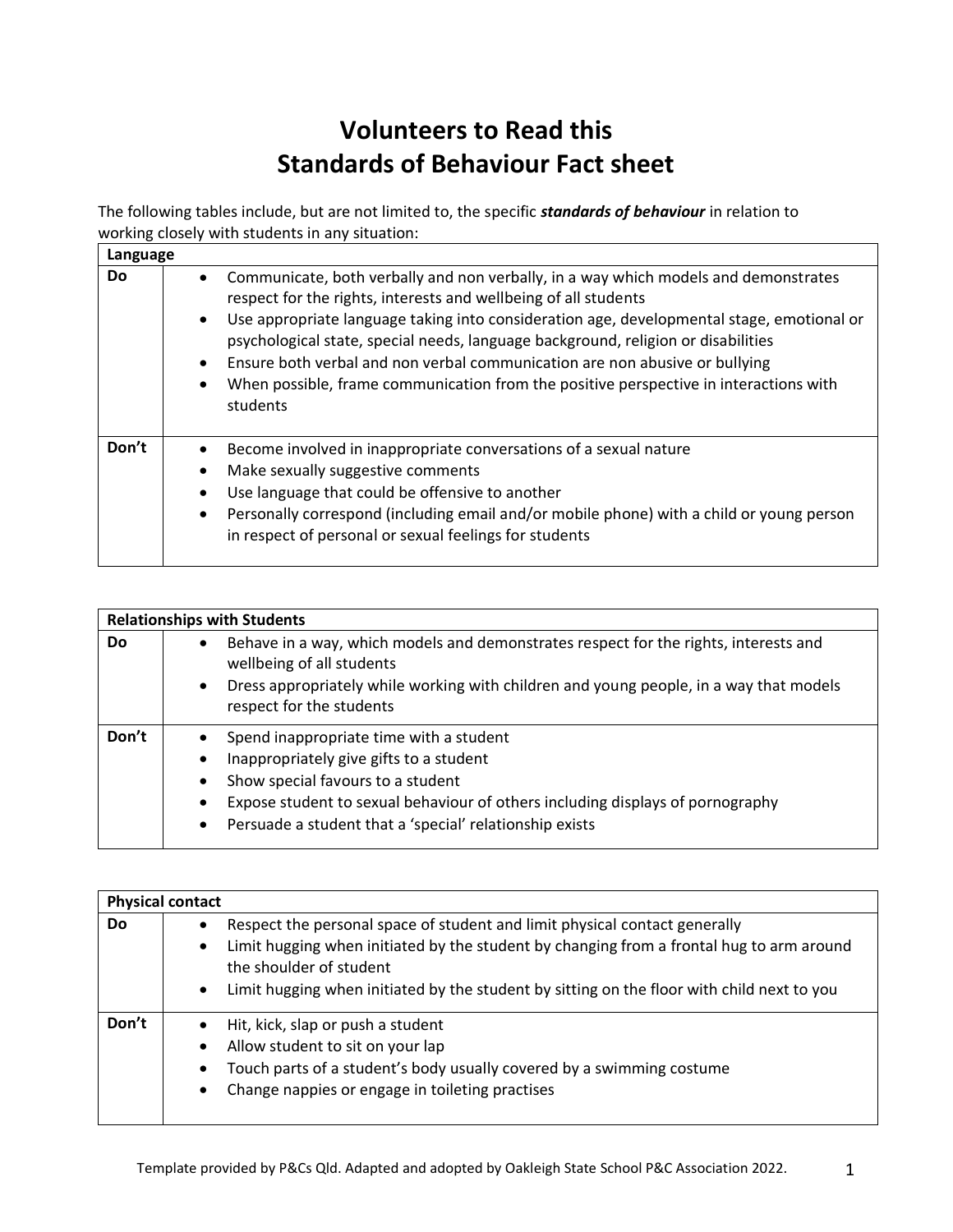# Volunteers to Read this
# Standards of Behaviour Fact sheet

The following tables include, but are not limited to, the specific ***standards of behaviour*** in relation to working closely with students in any situation:

| **Language** | |
|---|---|
| **Do** | • Communicate, both verbally and non verbally, in a way which models and demonstrates respect for the rights, interests and wellbeing of all students<br>• Use appropriate language taking into consideration age, developmental stage, emotional or psychological state, special needs, language background, religion or disabilities<br>• Ensure both verbal and non verbal communication are non abusive or bullying<br>• When possible, frame communication from the positive perspective in interactions with students |
| **Don't** | • Become involved in inappropriate conversations of a sexual nature<br>• Make sexually suggestive comments<br>• Use language that could be offensive to another<br>• Personally correspond (including email and/or mobile phone) with a child or young person in respect of personal or sexual feelings for students |

| **Relationships with Students** | |
|---|---|
| **Do** | • Behave in a way, which models and demonstrates respect for the rights, interests and wellbeing of all students<br>• Dress appropriately while working with children and young people, in a way that models respect for the students |
| **Don't** | • Spend inappropriate time with a student<br>• Inappropriately give gifts to a student<br>• Show special favours to a student<br>• Expose student to sexual behaviour of others including displays of pornography<br>• Persuade a student that a 'special' relationship exists |

| **Physical contact** | |
|---|---|
| **Do** | • Respect the personal space of student and limit physical contact generally<br>• Limit hugging when initiated by the student by changing from a frontal hug to arm around the shoulder of student<br>• Limit hugging when initiated by the student by sitting on the floor with child next to you |
| **Don't** | • Hit, kick, slap or push a student<br>• Allow student to sit on your lap<br>• Touch parts of a student's body usually covered by a swimming costume<br>• Change nappies or engage in toileting practises |

Template provided by P&Cs Qld. Adapted and adopted by Oakleigh State School P&C Association 2022.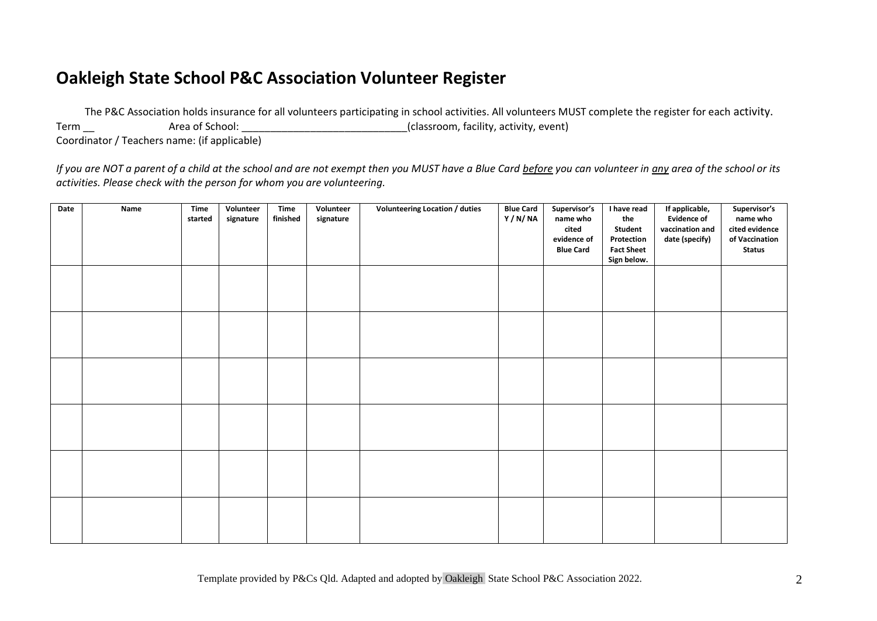# Oakleigh State School P&C Association Volunteer Register

The P&C Association holds insurance for all volunteers participating in school activities. All volunteers MUST complete the register for each activity.

Term __ Area of School: _____________________________(classroom, facility, activity, event)

Coordinator / Teachers name: (if applicable)

*If you are NOT a parent of a child at the school and are not exempt then you MUST have a Blue Card __before__ you can volunteer in __any__ area of the school or its activities. Please check with the person for whom you are volunteering.*

| Date | Name | Time started | Volunteer signature | Time finished | Volunteer signature | Volunteering Location / duties | Blue Card Y / N/ NA | Supervisor's name who cited evidence of Blue Card | I have read the Student Protection Fact Sheet Sign below. | If applicable, Evidence of vaccination and date (specify) | Supervisor's name who cited evidence of Vaccination Status |
|---|---|---|---|---|---|---|---|---|---|---|---|
| | | | | | | | | | | | |
| | | | | | | | | | | | |
| | | | | | | | | | | | |
| | | | | | | | | | | | |
| | | | | | | | | | | | |
| | | | | | | | | | | | |

Template provided by P&Cs Qld. Adapted and adopted by Oakleigh State School P&C Association 2022.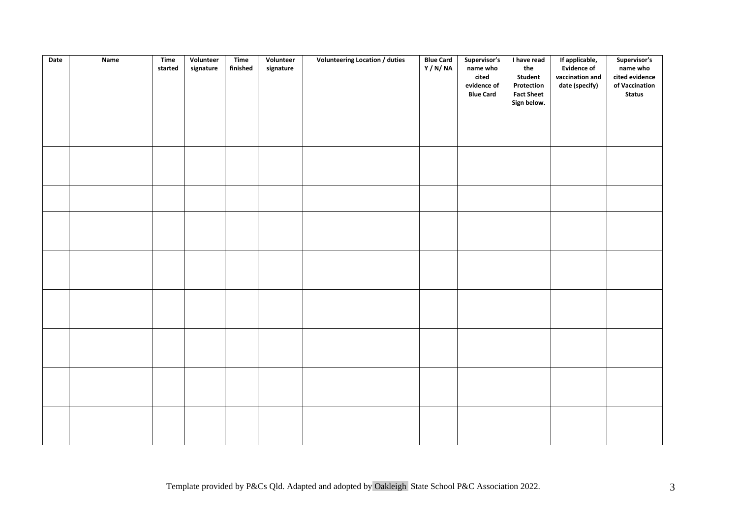| Date | Name | Time started | Volunteer signature | Time finished | Volunteer signature | Volunteering Location / duties | Blue Card Y / N/ NA | Supervisor's name who cited evidence of Blue Card | I have read the Student Protection Fact Sheet Sign below. | If applicable, Evidence of vaccination and date (specify) | Supervisor's name who cited evidence of Vaccination Status |
|---|---|---|---|---|---|---|---|---|---|---|---|
| | | | | | | | | | | | |
| | | | | | | | | | | | |
| | | | | | | | | | | | |
| | | | | | | | | | | | |
| | | | | | | | | | | | |
| | | | | | | | | | | | |
| | | | | | | | | | | | |
| | | | | | | | | | | | |
| | | | | | | | | | | | |

Template provided by P&Cs Qld. Adapted and adopted by Oakleigh State School P&C Association 2022.